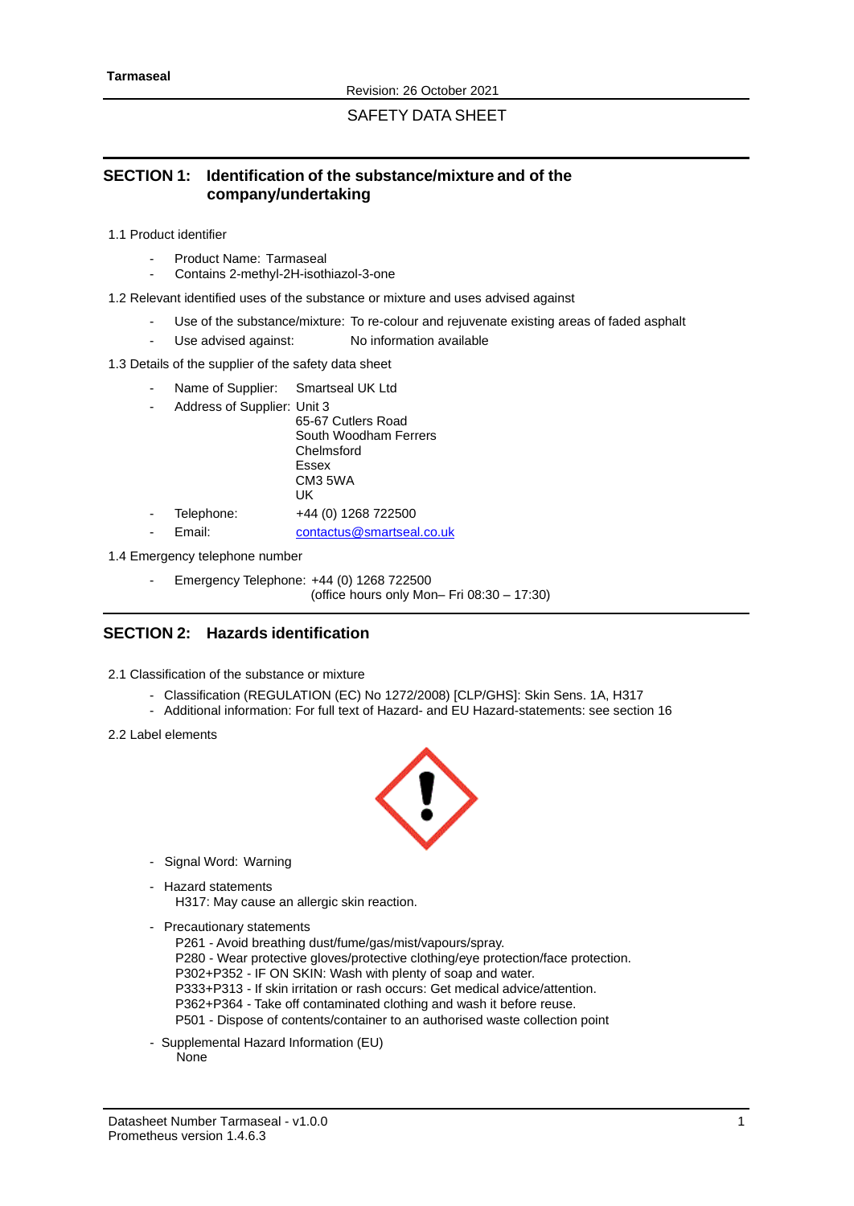**Tarmaseal**

Revision: 26 October 2021

SAFETY DATA SHEET

## SECTION 1: Identification of the substance/mixture and of the company/undertaking

1.1 Product identifier

- Product Name: Tarmaseal
- Contains 2-methyl-2H-isothiazol-3-one

1.2 Relevant identified uses of the substance or mixture and uses advised against

- Use of the substance/mixture: To re-colour and rejuvenate existing areas of faded asphalt
- Use advised against: No information available

1.3 Details of the supplier of the safety data sheet

- Name of Supplier: Smartseal UK Ltd
- Address of Supplier: Unit 3
  65-67 Cutlers Road
  South Woodham Ferrers
  Chelmsford
  Essex
  CM3 5WA
  UK
- Telephone: +44 (0) 1268 722500
- Email: contactus@smartseal.co.uk

1.4 Emergency telephone number

- Emergency Telephone: +44 (0) 1268 722500
  (office hours only Mon– Fri 08:30 – 17:30)

## SECTION 2: Hazards identification

2.1 Classification of the substance or mixture

- Classification (REGULATION (EC) No 1272/2008) [CLP/GHS]: Skin Sens. 1A, H317
- Additional information: For full text of Hazard- and EU Hazard-statements: see section 16

2.2 Label elements

- Signal Word: Warning
- Hazard statements
  H317: May cause an allergic skin reaction.
- Precautionary statements
  P261 - Avoid breathing dust/fume/gas/mist/vapours/spray.
  P280 - Wear protective gloves/protective clothing/eye protection/face protection.
  P302+P352 - IF ON SKIN: Wash with plenty of soap and water.
  P333+P313 - If skin irritation or rash occurs: Get medical advice/attention.
  P362+P364 - Take off contaminated clothing and wash it before reuse.
  P501 - Dispose of contents/container to an authorised waste collection point
- Supplemental Hazard Information (EU)
  None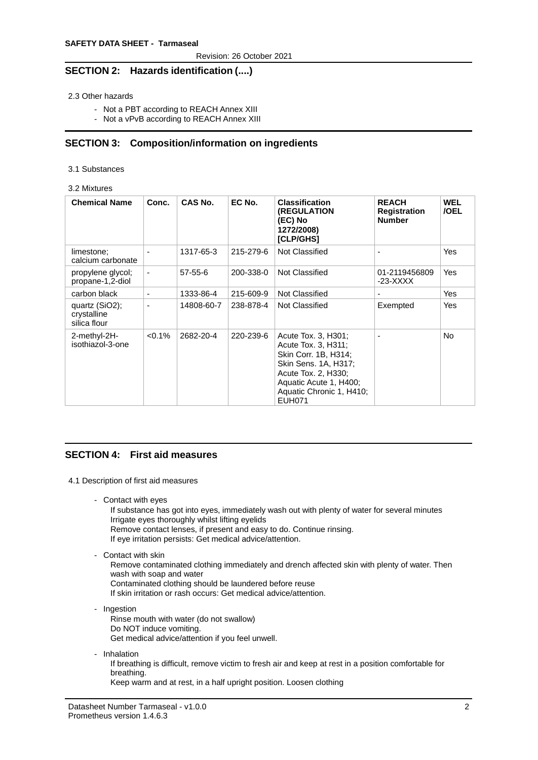## SECTION 2: Hazards identification (....)

2.3 Other hazards

- Not a PBT according to REACH Annex XIII
- Not a vPvB according to REACH Annex XIII

## SECTION 3: Composition/information on ingredients

3.1 Substances

3.2 Mixtures

| Chemical Name | Conc. | CAS No. | EC No. | Classification (REGULATION (EC) No 1272/2008) [CLP/GHS] | REACH Registration Number | WEL /OEL |
|---|---|---|---|---|---|---|
| limestone; calcium carbonate | - | 1317-65-3 | 215-279-6 | Not Classified | - | Yes |
| propylene glycol; propane-1,2-diol | - | 57-55-6 | 200-338-0 | Not Classified | 01-2119456809-23-XXXX | Yes |
| carbon black | - | 1333-86-4 | 215-609-9 | Not Classified | - | Yes |
| quartz ($SiO_2$); crystalline silica flour | - | 14808-60-7 | 238-878-4 | Not Classified | Exempted | Yes |
| 2-methyl-2H-isothiazol-3-one | <0.1% | 2682-20-4 | 220-239-6 | Acute Tox. 3, H301; Acute Tox. 3, H311; Skin Corr. 1B, H314; Skin Sens. 1A, H317; Acute Tox. 2, H330; Aquatic Acute 1, H400; Aquatic Chronic 1, H410; EUH071 | - | No |

## SECTION 4: First aid measures

4.1 Description of first aid measures

- Contact with eyes
  If substance has got into eyes, immediately wash out with plenty of water for several minutes
  Irrigate eyes thoroughly whilst lifting eyelids
  Remove contact lenses, if present and easy to do. Continue rinsing.
  If eye irritation persists: Get medical advice/attention.
- Contact with skin
  Remove contaminated clothing immediately and drench affected skin with plenty of water. Then wash with soap and water
  Contaminated clothing should be laundered before reuse
  If skin irritation or rash occurs: Get medical advice/attention.
- Ingestion
  Rinse mouth with water (do not swallow)
  Do NOT induce vomiting.
  Get medical advice/attention if you feel unwell.
- Inhalation
  If breathing is difficult, remove victim to fresh air and keep at rest in a position comfortable for breathing.
  Keep warm and at rest, in a half upright position. Loosen clothing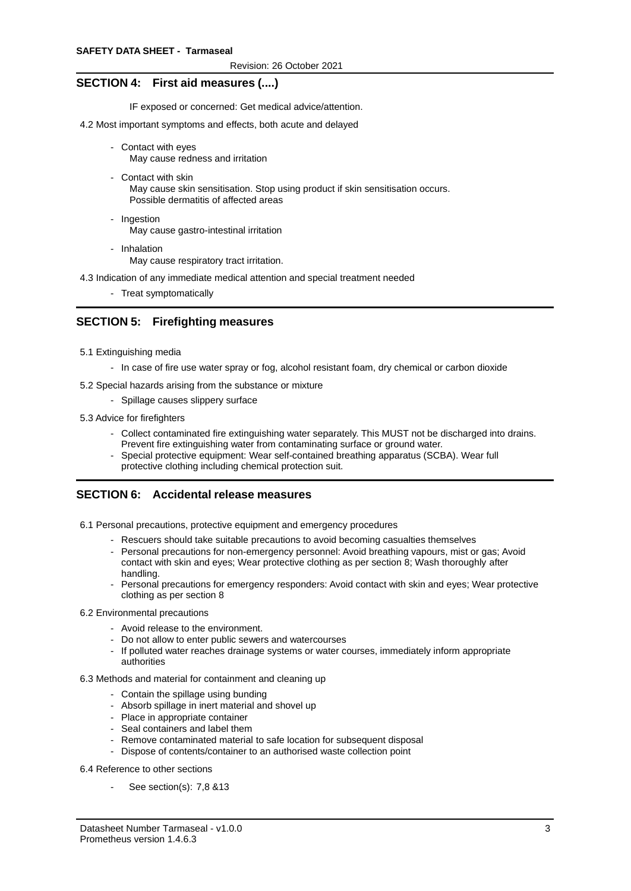## SECTION 4: First aid measures (....)

IF exposed or concerned: Get medical advice/attention.

4.2 Most important symptoms and effects, both acute and delayed

- Contact with eyes
  May cause redness and irritation
- Contact with skin
  May cause skin sensitisation. Stop using product if skin sensitisation occurs.
  Possible dermatitis of affected areas
- Ingestion
  May cause gastro-intestinal irritation
- Inhalation
  May cause respiratory tract irritation.

4.3 Indication of any immediate medical attention and special treatment needed

- Treat symptomatically

## SECTION 5: Firefighting measures

5.1 Extinguishing media

- In case of fire use water spray or fog, alcohol resistant foam, dry chemical or carbon dioxide

5.2 Special hazards arising from the substance or mixture

- Spillage causes slippery surface

5.3 Advice for firefighters

- Collect contaminated fire extinguishing water separately. This MUST not be discharged into drains. Prevent fire extinguishing water from contaminating surface or ground water.
- Special protective equipment: Wear self-contained breathing apparatus (SCBA). Wear full protective clothing including chemical protection suit.

## SECTION 6: Accidental release measures

6.1 Personal precautions, protective equipment and emergency procedures

- Rescuers should take suitable precautions to avoid becoming casualties themselves
- Personal precautions for non-emergency personnel: Avoid breathing vapours, mist or gas; Avoid contact with skin and eyes; Wear protective clothing as per section 8; Wash thoroughly after handling.
- Personal precautions for emergency responders: Avoid contact with skin and eyes; Wear protective clothing as per section 8

6.2 Environmental precautions

- Avoid release to the environment.
- Do not allow to enter public sewers and watercourses
- If polluted water reaches drainage systems or water courses, immediately inform appropriate authorities

6.3 Methods and material for containment and cleaning up

- Contain the spillage using bunding
- Absorb spillage in inert material and shovel up
- Place in appropriate container
- Seal containers and label them
- Remove contaminated material to safe location for subsequent disposal
- Dispose of contents/container to an authorised waste collection point

6.4 Reference to other sections

- See section(s): 7,8 &13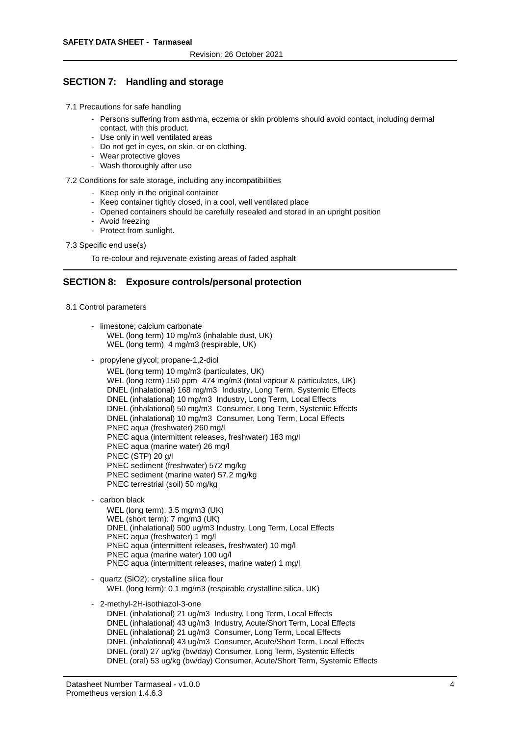## SECTION 7: Handling and storage

7.1 Precautions for safe handling

- Persons suffering from asthma, eczema or skin problems should avoid contact, including dermal contact, with this product.
- Use only in well ventilated areas
- Do not get in eyes, on skin, or on clothing.
- Wear protective gloves
- Wash thoroughly after use

7.2 Conditions for safe storage, including any incompatibilities

- Keep only in the original container
- Keep container tightly closed, in a cool, well ventilated place
- Opened containers should be carefully resealed and stored in an upright position
- Avoid freezing
- Protect from sunlight.

7.3 Specific end use(s)

To re-colour and rejuvenate existing areas of faded asphalt

## SECTION 8: Exposure controls/personal protection

8.1 Control parameters

- limestone; calcium carbonate
  WEL (long term) 10 mg/m3 (inhalable dust, UK)
  WEL (long term) 4 mg/m3 (respirable, UK)

- propylene glycol; propane-1,2-diol
  WEL (long term) 10 mg/m3 (particulates, UK)
  WEL (long term) 150 ppm 474 mg/m3 (total vapour & particulates, UK)
  DNEL (inhalational) 168 mg/m3 Industry, Long Term, Systemic Effects
  DNEL (inhalational) 10 mg/m3 Industry, Long Term, Local Effects
  DNEL (inhalational) 50 mg/m3 Consumer, Long Term, Systemic Effects
  DNEL (inhalational) 10 mg/m3 Consumer, Long Term, Local Effects
  PNEC aqua (freshwater) 260 mg/l
  PNEC aqua (intermittent releases, freshwater) 183 mg/l
  PNEC aqua (marine water) 26 mg/l
  PNEC (STP) 20 g/l
  PNEC sediment (freshwater) 572 mg/kg
  PNEC sediment (marine water) 57.2 mg/kg
  PNEC terrestrial (soil) 50 mg/kg

- carbon black
  WEL (long term): 3.5 mg/m3 (UK)
  WEL (short term): 7 mg/m3 (UK)
  DNEL (inhalational) 500 ug/m3 Industry, Long Term, Local Effects
  PNEC aqua (freshwater) 1 mg/l
  PNEC aqua (intermittent releases, freshwater) 10 mg/l
  PNEC aqua (marine water) 100 ug/l
  PNEC aqua (intermittent releases, marine water) 1 mg/l

- quartz ($SiO_2$); crystalline silica flour
  WEL (long term): 0.1 mg/m3 (respirable crystalline silica, UK)

- 2-methyl-2H-isothiazol-3-one
  DNEL (inhalational) 21 ug/m3 Industry, Long Term, Local Effects
  DNEL (inhalational) 43 ug/m3 Industry, Acute/Short Term, Local Effects
  DNEL (inhalational) 21 ug/m3 Consumer, Long Term, Local Effects
  DNEL (inhalational) 43 ug/m3 Consumer, Acute/Short Term, Local Effects
  DNEL (oral) 27 ug/kg (bw/day) Consumer, Long Term, Systemic Effects
  DNEL (oral) 53 ug/kg (bw/day) Consumer, Acute/Short Term, Systemic Effects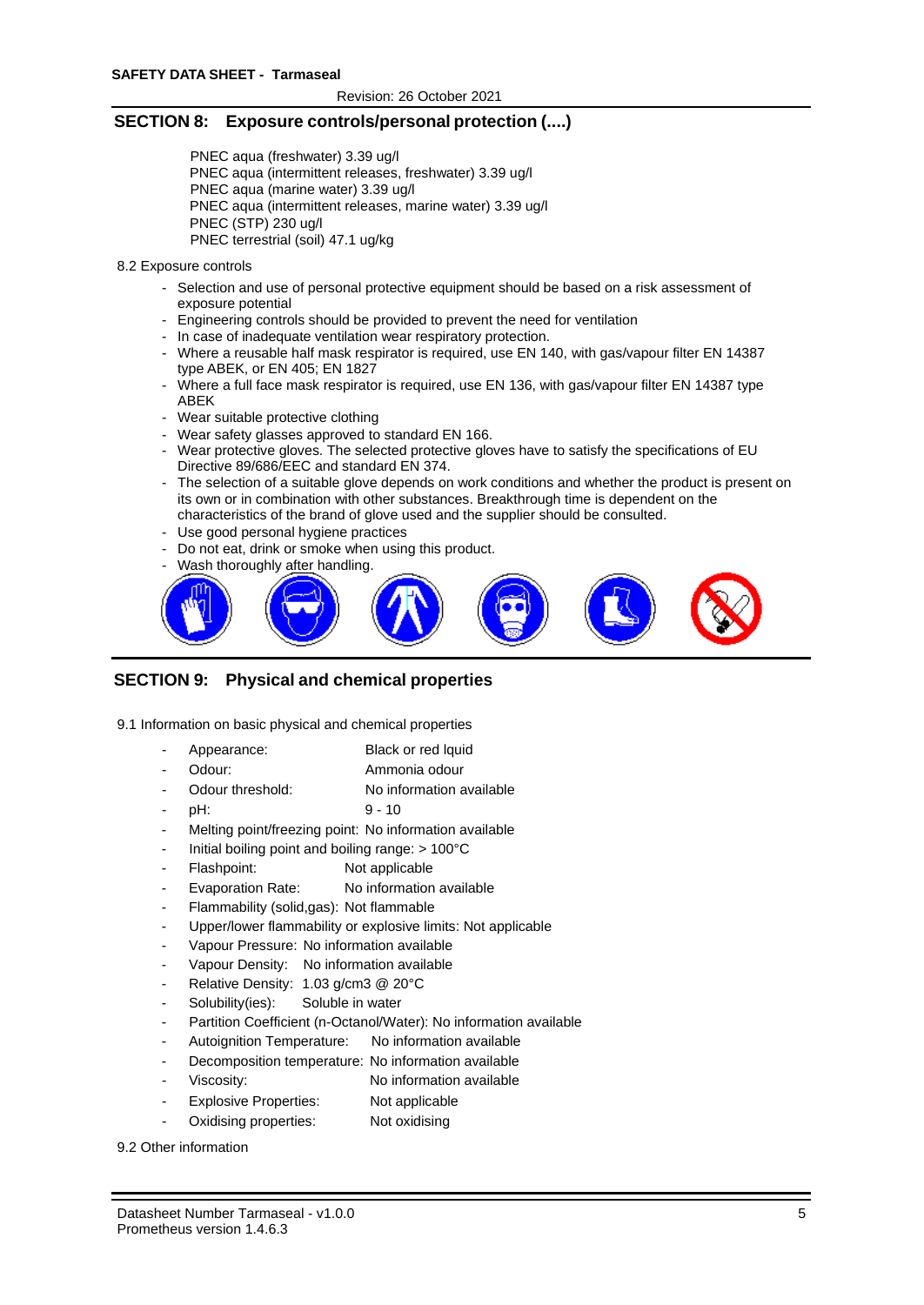## SECTION 8: Exposure controls/personal protection (....)

PNEC aqua (freshwater) 3.39 ug/l
PNEC aqua (intermittent releases, freshwater) 3.39 ug/l
PNEC aqua (marine water) 3.39 ug/l
PNEC aqua (intermittent releases, marine water) 3.39 ug/l
PNEC (STP) 230 ug/l
PNEC terrestrial (soil) 47.1 ug/kg

8.2 Exposure controls

- Selection and use of personal protective equipment should be based on a risk assessment of exposure potential
- Engineering controls should be provided to prevent the need for ventilation
- In case of inadequate ventilation wear respiratory protection.
- Where a reusable half mask respirator is required, use EN 140, with gas/vapour filter EN 14387 type ABEK, or EN 405; EN 1827
- Where a full face mask respirator is required, use EN 136, with gas/vapour filter EN 14387 type ABEK
- Wear suitable protective clothing
- Wear safety glasses approved to standard EN 166.
- Wear protective gloves. The selected protective gloves have to satisfy the specifications of EU Directive 89/686/EEC and standard EN 374.
- The selection of a suitable glove depends on work conditions and whether the product is present on its own or in combination with other substances. Breakthrough time is dependent on the characteristics of the brand of glove used and the supplier should be consulted.
- Use good personal hygiene practices
- Do not eat, drink or smoke when using this product.
- Wash thoroughly after handling.

## SECTION 9: Physical and chemical properties

9.1 Information on basic physical and chemical properties

- Appearance: Black or red lquid
- Odour: Ammonia odour
- Odour threshold: No information available
- pH: 9 - 10
- Melting point/freezing point: No information available
- Initial boiling point and boiling range: > 100°C
- Flashpoint: Not applicable
- Evaporation Rate: No information available
- Flammability (solid,gas): Not flammable
- Upper/lower flammability or explosive limits: Not applicable
- Vapour Pressure: No information available
- Vapour Density: No information available
- Relative Density: 1.03 g/cm3 @ 20°C
- Solubility(ies): Soluble in water
- Partition Coefficient (n-Octanol/Water): No information available
- Autoignition Temperature: No information available
- Decomposition temperature: No information available
- Viscosity: No information available
- Explosive Properties: Not applicable
- Oxidising properties: Not oxidising

9.2 Other information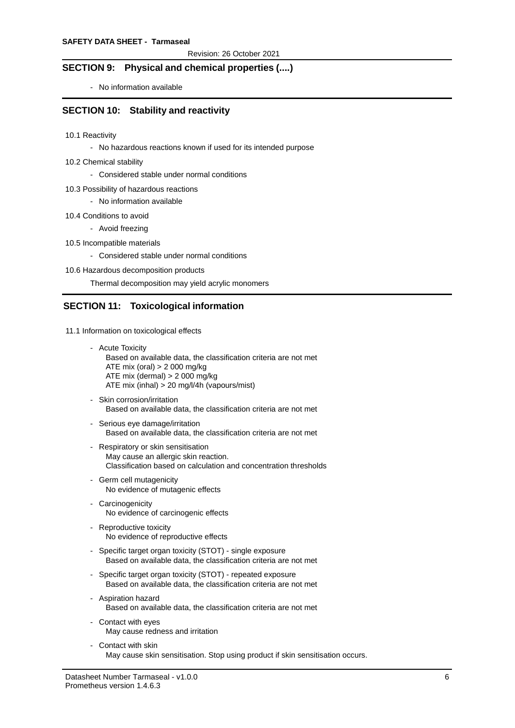## SECTION 9: Physical and chemical properties (....)

- No information available

## SECTION 10: Stability and reactivity

10.1 Reactivity

- No hazardous reactions known if used for its intended purpose

10.2 Chemical stability

- Considered stable under normal conditions

10.3 Possibility of hazardous reactions

- No information available

10.4 Conditions to avoid

- Avoid freezing

10.5 Incompatible materials

- Considered stable under normal conditions

10.6 Hazardous decomposition products

Thermal decomposition may yield acrylic monomers

## SECTION 11: Toxicological information

11.1 Information on toxicological effects

- Acute Toxicity
  Based on available data, the classification criteria are not met
  ATE mix (oral) > 2 000 mg/kg
  ATE mix (dermal) > 2 000 mg/kg
  ATE mix (inhal) > 20 mg/l/4h (vapours/mist)
- Skin corrosion/irritation
  Based on available data, the classification criteria are not met
- Serious eye damage/irritation
  Based on available data, the classification criteria are not met
- Respiratory or skin sensitisation
  May cause an allergic skin reaction.
  Classification based on calculation and concentration thresholds
- Germ cell mutagenicity
  No evidence of mutagenic effects
- Carcinogenicity
  No evidence of carcinogenic effects
- Reproductive toxicity
  No evidence of reproductive effects
- Specific target organ toxicity (STOT) - single exposure
  Based on available data, the classification criteria are not met
- Specific target organ toxicity (STOT) - repeated exposure
  Based on available data, the classification criteria are not met
- Aspiration hazard
  Based on available data, the classification criteria are not met
- Contact with eyes
  May cause redness and irritation
- Contact with skin
  May cause skin sensitisation. Stop using product if skin sensitisation occurs.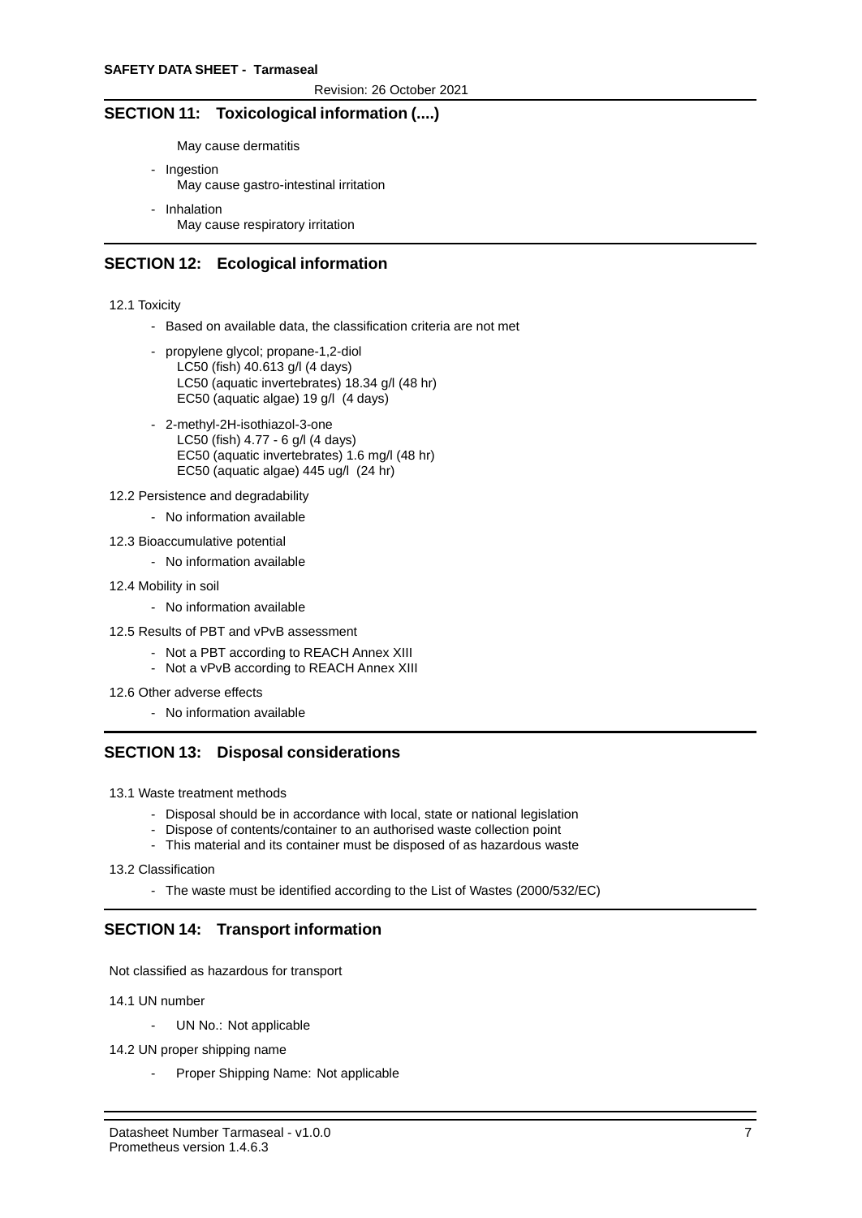## SECTION 11: Toxicological information (....)

May cause dermatitis

- Ingestion
  May cause gastro-intestinal irritation
- Inhalation
  May cause respiratory irritation

## SECTION 12: Ecological information

12.1 Toxicity

- Based on available data, the classification criteria are not met
- propylene glycol; propane-1,2-diol
  LC50 (fish) 40.613 g/l (4 days)
  LC50 (aquatic invertebrates) 18.34 g/l (48 hr)
  EC50 (aquatic algae) 19 g/l (4 days)
- 2-methyl-2H-isothiazol-3-one
  LC50 (fish) 4.77 - 6 g/l (4 days)
  EC50 (aquatic invertebrates) 1.6 mg/l (48 hr)
  EC50 (aquatic algae) 445 ug/l (24 hr)

12.2 Persistence and degradability

- No information available

12.3 Bioaccumulative potential

- No information available

12.4 Mobility in soil

- No information available

12.5 Results of PBT and vPvB assessment

- Not a PBT according to REACH Annex XIII
- Not a vPvB according to REACH Annex XIII

12.6 Other adverse effects

- No information available

## SECTION 13: Disposal considerations

13.1 Waste treatment methods

- Disposal should be in accordance with local, state or national legislation
- Dispose of contents/container to an authorised waste collection point
- This material and its container must be disposed of as hazardous waste

13.2 Classification

- The waste must be identified according to the List of Wastes (2000/532/EC)

## SECTION 14: Transport information

Not classified as hazardous for transport

14.1 UN number

- UN No.: Not applicable

14.2 UN proper shipping name

- Proper Shipping Name: Not applicable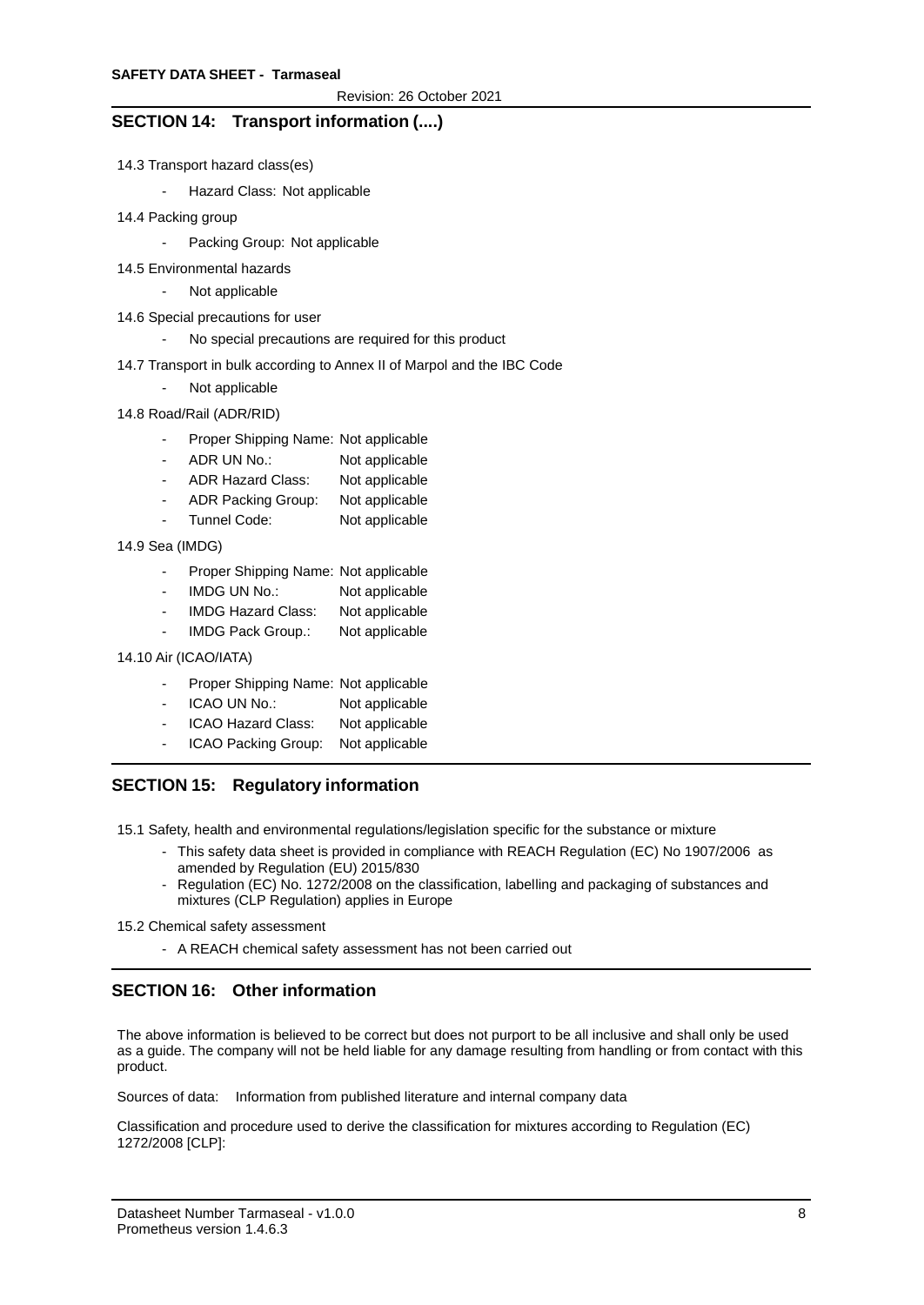## SECTION 14: Transport information (....)

14.3 Transport hazard class(es)

- Hazard Class: Not applicable

14.4 Packing group

- Packing Group: Not applicable

14.5 Environmental hazards

- Not applicable

14.6 Special precautions for user

- No special precautions are required for this product

14.7 Transport in bulk according to Annex II of Marpol and the IBC Code

- Not applicable

14.8 Road/Rail (ADR/RID)

- Proper Shipping Name: Not applicable
- ADR UN No.: Not applicable
- ADR Hazard Class: Not applicable
- ADR Packing Group: Not applicable
- Tunnel Code: Not applicable

14.9 Sea (IMDG)

- Proper Shipping Name: Not applicable
- IMDG UN No.: Not applicable
- IMDG Hazard Class: Not applicable
- IMDG Pack Group.: Not applicable

14.10 Air (ICAO/IATA)

- Proper Shipping Name: Not applicable
- ICAO UN No.: Not applicable
- ICAO Hazard Class: Not applicable
- ICAO Packing Group: Not applicable

## SECTION 15: Regulatory information

15.1 Safety, health and environmental regulations/legislation specific for the substance or mixture

- This safety data sheet is provided in compliance with REACH Regulation (EC) No 1907/2006 as amended by Regulation (EU) 2015/830
- Regulation (EC) No. 1272/2008 on the classification, labelling and packaging of substances and mixtures (CLP Regulation) applies in Europe

15.2 Chemical safety assessment

- A REACH chemical safety assessment has not been carried out

## SECTION 16: Other information

The above information is believed to be correct but does not purport to be all inclusive and shall only be used as a guide. The company will not be held liable for any damage resulting from handling or from contact with this product.

Sources of data: Information from published literature and internal company data

Classification and procedure used to derive the classification for mixtures according to Regulation (EC) 1272/2008 [CLP]: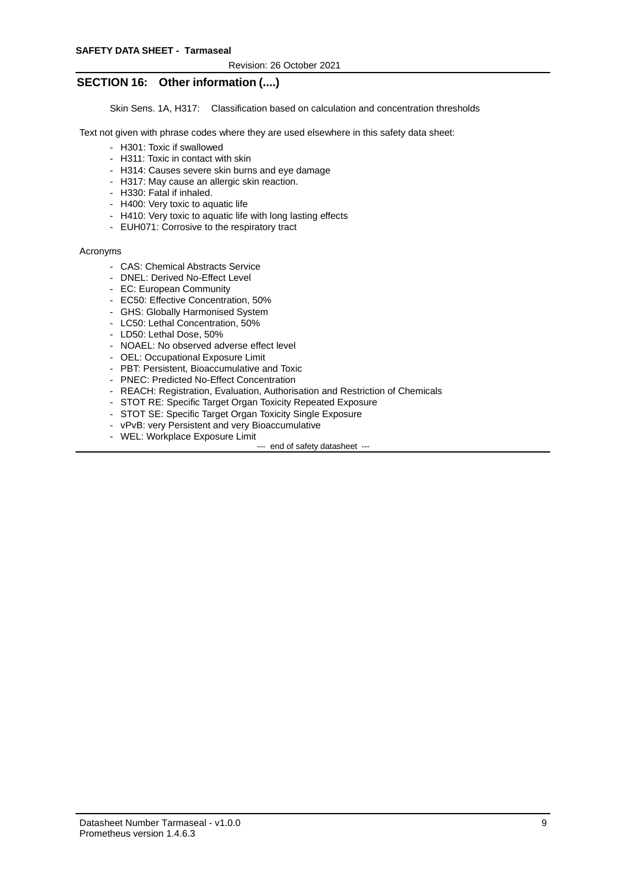## SECTION 16: Other information (....)

Skin Sens. 1A, H317: Classification based on calculation and concentration thresholds

Text not given with phrase codes where they are used elsewhere in this safety data sheet:

- H301: Toxic if swallowed
- H311: Toxic in contact with skin
- H314: Causes severe skin burns and eye damage
- H317: May cause an allergic skin reaction.
- H330: Fatal if inhaled.
- H400: Very toxic to aquatic life
- H410: Very toxic to aquatic life with long lasting effects
- EUH071: Corrosive to the respiratory tract

Acronyms

- CAS: Chemical Abstracts Service
- DNEL: Derived No-Effect Level
- EC: European Community
- EC50: Effective Concentration, 50%
- GHS: Globally Harmonised System
- LC50: Lethal Concentration, 50%
- LD50: Lethal Dose, 50%
- NOAEL: No observed adverse effect level
- OEL: Occupational Exposure Limit
- PBT: Persistent, Bioaccumulative and Toxic
- PNEC: Predicted No-Effect Concentration
- REACH: Registration, Evaluation, Authorisation and Restriction of Chemicals
- STOT RE: Specific Target Organ Toxicity Repeated Exposure
- STOT SE: Specific Target Organ Toxicity Single Exposure
- vPvB: very Persistent and very Bioaccumulative
- WEL: Workplace Exposure Limit

--- end of safety datasheet ---